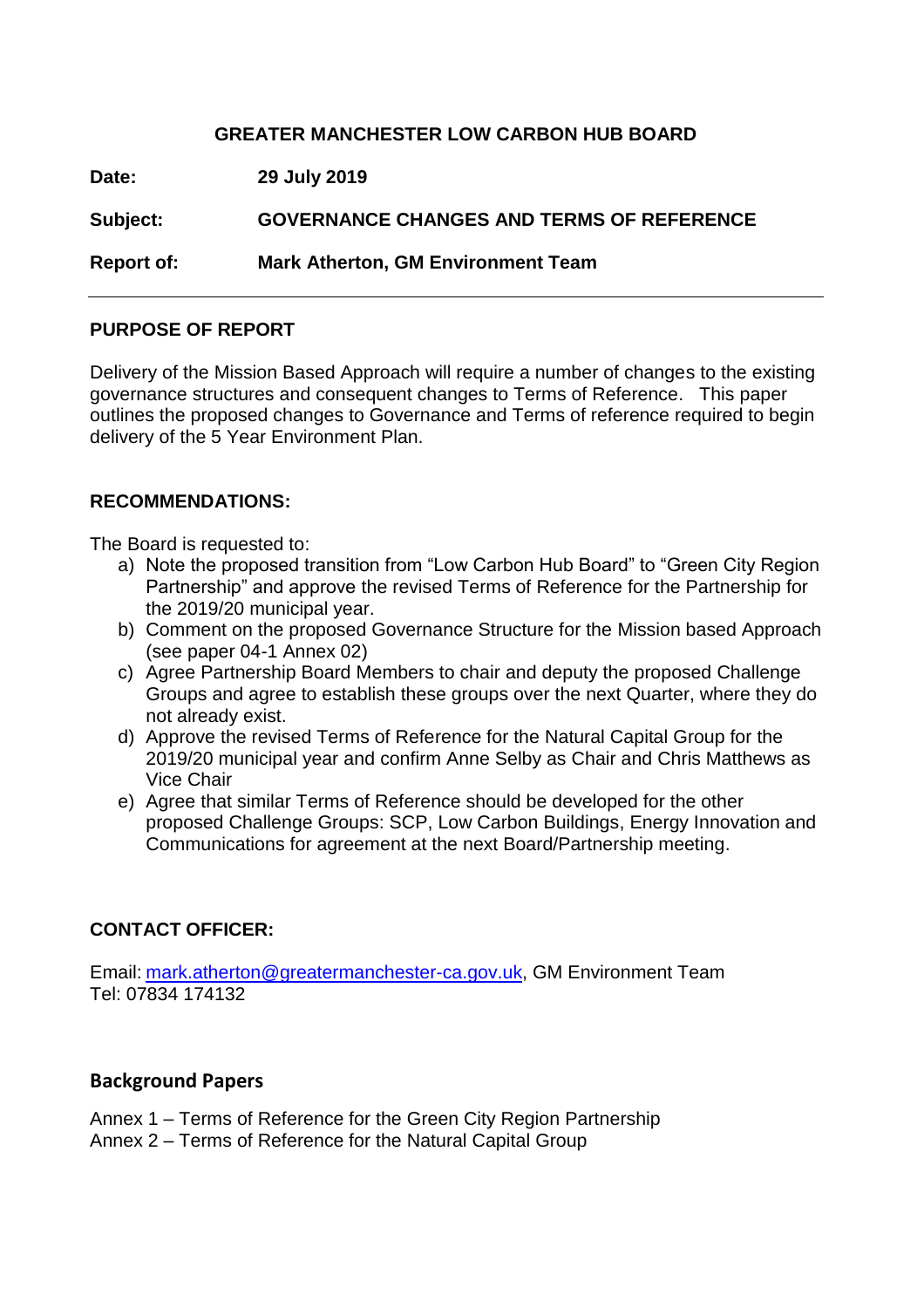# GREATER MANCHESTER LOW CARBON HUB BOARD

**Date:** 29 July 2019

**Subject:** GOVERNANCE CHANGES AND TERMS OF REFERENCE

**Report of:** Mark Atherton, GM Environment Team

---

## PURPOSE OF REPORT

Delivery of the Mission Based Approach will require a number of changes to the existing governance structures and consequent changes to Terms of Reference. This paper outlines the proposed changes to Governance and Terms of reference required to begin delivery of the 5 Year Environment Plan.

## RECOMMENDATIONS:

The Board is requested to:

a) Note the proposed transition from "Low Carbon Hub Board" to "Green City Region Partnership" and approve the revised Terms of Reference for the Partnership for the 2019/20 municipal year.
b) Comment on the proposed Governance Structure for the Mission based Approach (see paper 04-1 Annex 02)
c) Agree Partnership Board Members to chair and deputy the proposed Challenge Groups and agree to establish these groups over the next Quarter, where they do not already exist.
d) Approve the revised Terms of Reference for the Natural Capital Group for the 2019/20 municipal year and confirm Anne Selby as Chair and Chris Matthews as Vice Chair
e) Agree that similar Terms of Reference should be developed for the other proposed Challenge Groups: SCP, Low Carbon Buildings, Energy Innovation and Communications for agreement at the next Board/Partnership meeting.

## CONTACT OFFICER:

Email: mark.atherton@greatermanchester-ca.gov.uk, GM Environment Team
Tel: 07834 174132

## Background Papers

Annex 1 – Terms of Reference for the Green City Region Partnership
Annex 2 – Terms of Reference for the Natural Capital Group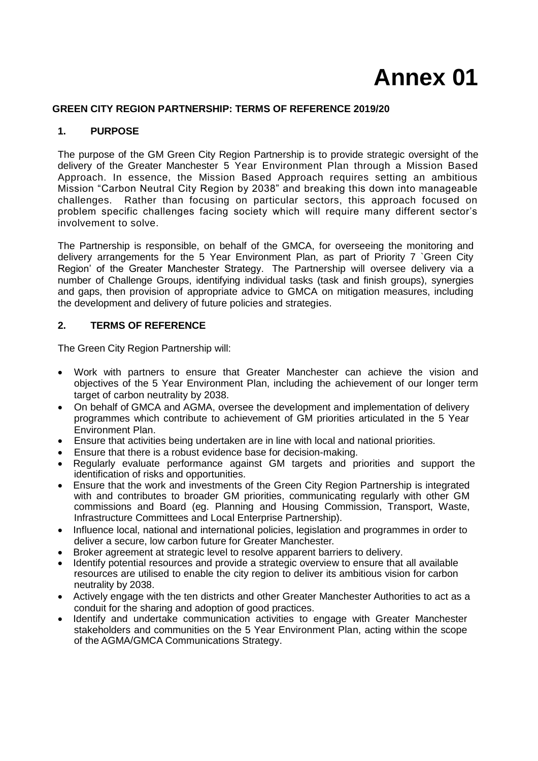# Annex 01

## GREEN CITY REGION PARTNERSHIP: TERMS OF REFERENCE 2019/20

### 1. PURPOSE

The purpose of the GM Green City Region Partnership is to provide strategic oversight of the delivery of the Greater Manchester 5 Year Environment Plan through a Mission Based Approach. In essence, the Mission Based Approach requires setting an ambitious Mission "Carbon Neutral City Region by 2038" and breaking this down into manageable challenges. Rather than focusing on particular sectors, this approach focused on problem specific challenges facing society which will require many different sector's involvement to solve.

The Partnership is responsible, on behalf of the GMCA, for overseeing the monitoring and delivery arrangements for the 5 Year Environment Plan, as part of Priority 7 `Green City Region' of the Greater Manchester Strategy. The Partnership will oversee delivery via a number of Challenge Groups, identifying individual tasks (task and finish groups), synergies and gaps, then provision of appropriate advice to GMCA on mitigation measures, including the development and delivery of future policies and strategies.

### 2. TERMS OF REFERENCE

The Green City Region Partnership will:

- Work with partners to ensure that Greater Manchester can achieve the vision and objectives of the 5 Year Environment Plan, including the achievement of our longer term target of carbon neutrality by 2038.
- On behalf of GMCA and AGMA, oversee the development and implementation of delivery programmes which contribute to achievement of GM priorities articulated in the 5 Year Environment Plan.
- Ensure that activities being undertaken are in line with local and national priorities.
- Ensure that there is a robust evidence base for decision-making.
- Regularly evaluate performance against GM targets and priorities and support the identification of risks and opportunities.
- Ensure that the work and investments of the Green City Region Partnership is integrated with and contributes to broader GM priorities, communicating regularly with other GM commissions and Board (eg. Planning and Housing Commission, Transport, Waste, Infrastructure Committees and Local Enterprise Partnership).
- Influence local, national and international policies, legislation and programmes in order to deliver a secure, low carbon future for Greater Manchester.
- Broker agreement at strategic level to resolve apparent barriers to delivery.
- Identify potential resources and provide a strategic overview to ensure that all available resources are utilised to enable the city region to deliver its ambitious vision for carbon neutrality by 2038.
- Actively engage with the ten districts and other Greater Manchester Authorities to act as a conduit for the sharing and adoption of good practices.
- Identify and undertake communication activities to engage with Greater Manchester stakeholders and communities on the 5 Year Environment Plan, acting within the scope of the AGMA/GMCA Communications Strategy.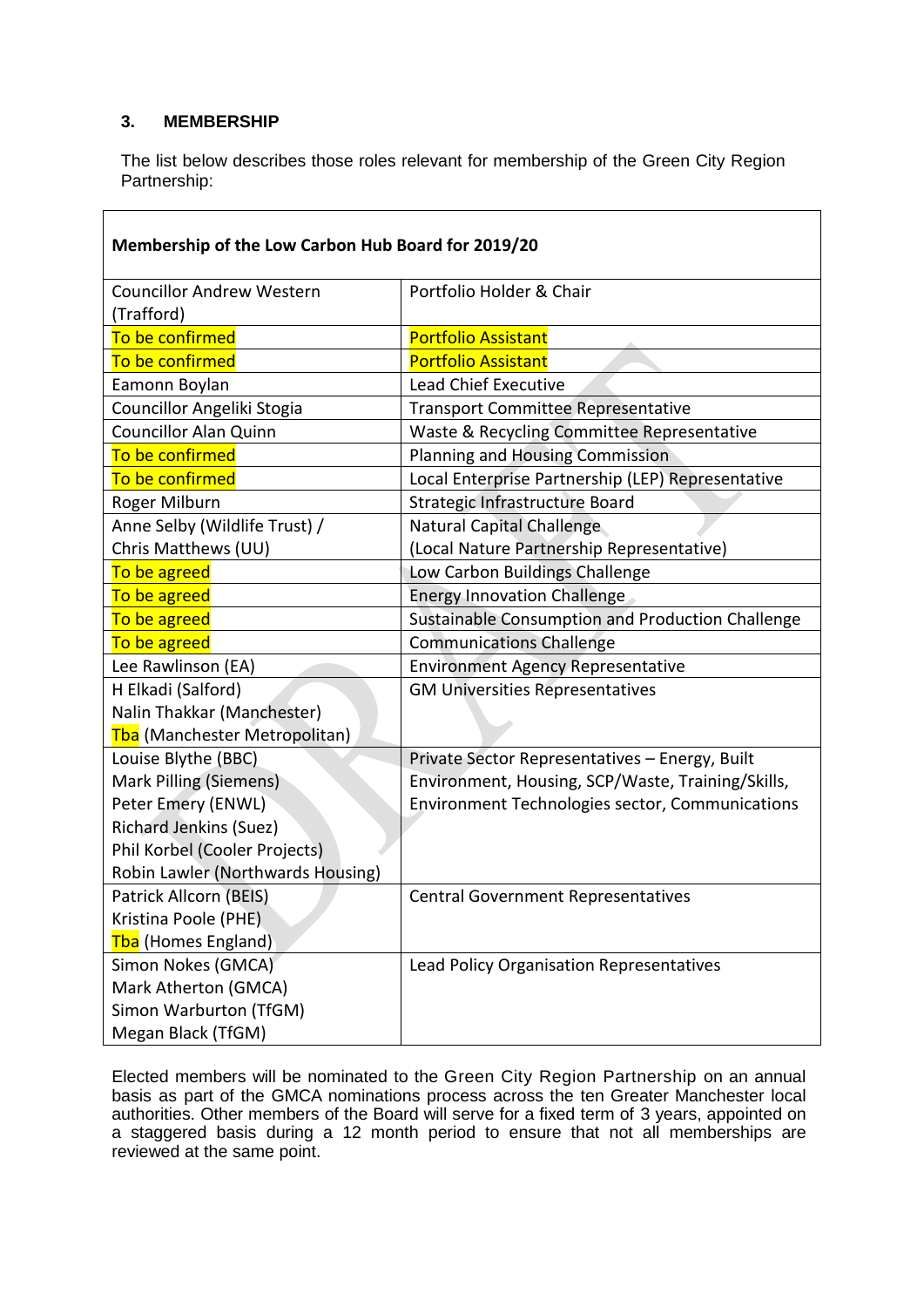## 3. MEMBERSHIP

The list below describes those roles relevant for membership of the Green City Region Partnership:

| Membership of the Low Carbon Hub Board for 2019/20 | |
|---|---|
| Councillor Andrew Western (Trafford) | Portfolio Holder & Chair |
| To be confirmed | Portfolio Assistant |
| To be confirmed | Portfolio Assistant |
| Eamonn Boylan | Lead Chief Executive |
| Councillor Angeliki Stogia | Transport Committee Representative |
| Councillor Alan Quinn | Waste & Recycling Committee Representative |
| To be confirmed | Planning and Housing Commission |
| To be confirmed | Local Enterprise Partnership (LEP) Representative |
| Roger Milburn | Strategic Infrastructure Board |
| Anne Selby (Wildlife Trust) / Chris Matthews (UU) | Natural Capital Challenge (Local Nature Partnership Representative) |
| To be agreed | Low Carbon Buildings Challenge |
| To be agreed | Energy Innovation Challenge |
| To be agreed | Sustainable Consumption and Production Challenge |
| To be agreed | Communications Challenge |
| Lee Rawlinson (EA) | Environment Agency Representative |
| H Elkadi (Salford)<br>Nalin Thakkar (Manchester)<br>Tba (Manchester Metropolitan) | GM Universities Representatives |
| Louise Blythe (BBC)<br>Mark Pilling (Siemens)<br>Peter Emery (ENWL)<br>Richard Jenkins (Suez)<br>Phil Korbel (Cooler Projects)<br>Robin Lawler (Northwards Housing) | Private Sector Representatives – Energy, Built Environment, Housing, SCP/Waste, Training/Skills, Environment Technologies sector, Communications |
| Patrick Allcorn (BEIS)<br>Kristina Poole (PHE)<br>Tba (Homes England) | Central Government Representatives |
| Simon Nokes (GMCA)<br>Mark Atherton (GMCA)<br>Simon Warburton (TfGM)<br>Megan Black (TfGM) | Lead Policy Organisation Representatives |

Elected members will be nominated to the Green City Region Partnership on an annual basis as part of the GMCA nominations process across the ten Greater Manchester local authorities. Other members of the Board will serve for a fixed term of 3 years, appointed on a staggered basis during a 12 month period to ensure that not all memberships are reviewed at the same point.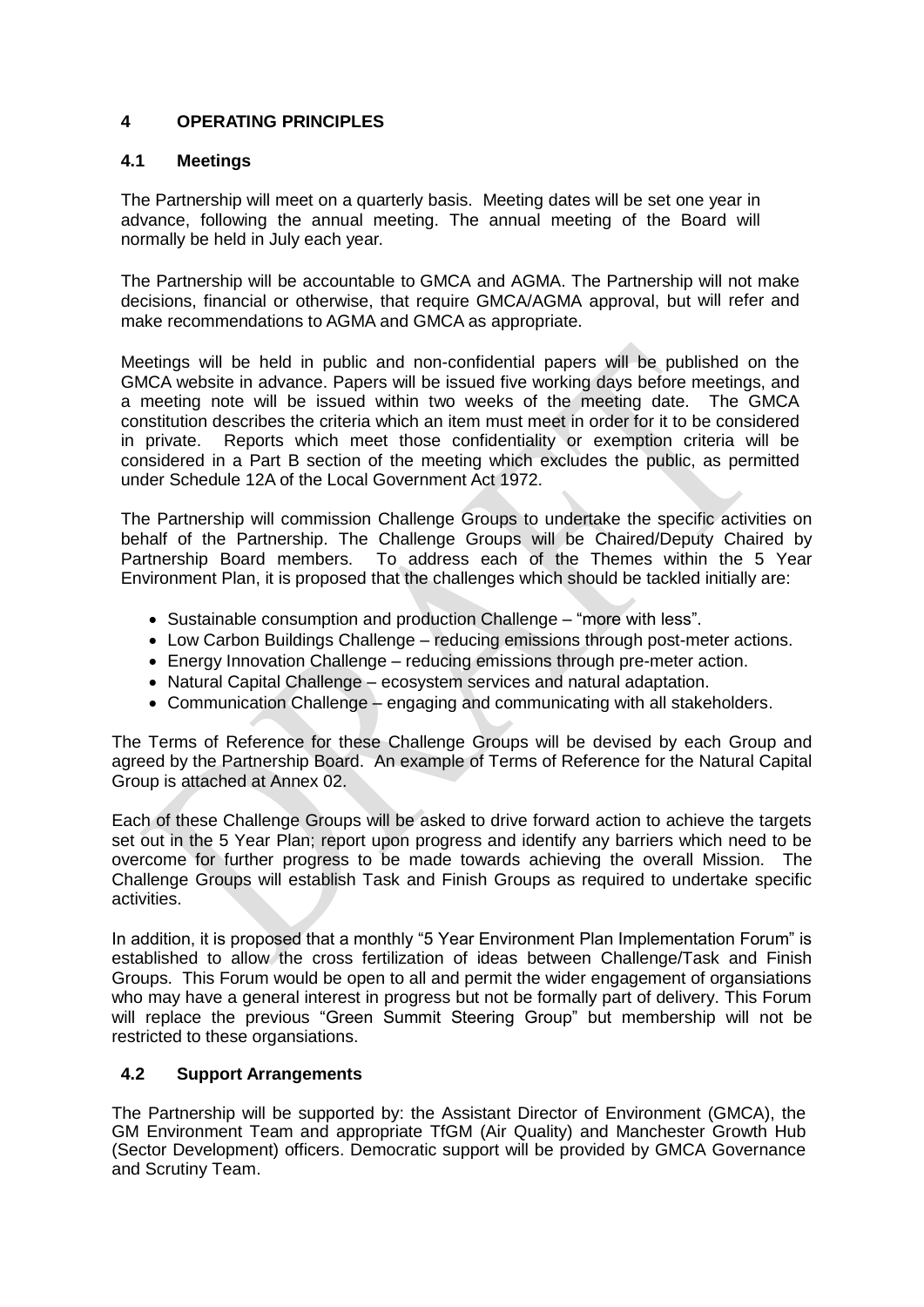## 4 OPERATING PRINCIPLES

### 4.1 Meetings

The Partnership will meet on a quarterly basis. Meeting dates will be set one year in advance, following the annual meeting. The annual meeting of the Board will normally be held in July each year.

The Partnership will be accountable to GMCA and AGMA. The Partnership will not make decisions, financial or otherwise, that require GMCA/AGMA approval, but will refer and make recommendations to AGMA and GMCA as appropriate.

Meetings will be held in public and non-confidential papers will be published on the GMCA website in advance. Papers will be issued five working days before meetings, and a meeting note will be issued within two weeks of the meeting date. The GMCA constitution describes the criteria which an item must meet in order for it to be considered in private. Reports which meet those confidentiality or exemption criteria will be considered in a Part B section of the meeting which excludes the public, as permitted under Schedule 12A of the Local Government Act 1972.

The Partnership will commission Challenge Groups to undertake the specific activities on behalf of the Partnership. The Challenge Groups will be Chaired/Deputy Chaired by Partnership Board members. To address each of the Themes within the 5 Year Environment Plan, it is proposed that the challenges which should be tackled initially are:

- Sustainable consumption and production Challenge – "more with less".
- Low Carbon Buildings Challenge – reducing emissions through post-meter actions.
- Energy Innovation Challenge – reducing emissions through pre-meter action.
- Natural Capital Challenge – ecosystem services and natural adaptation.
- Communication Challenge – engaging and communicating with all stakeholders.

The Terms of Reference for these Challenge Groups will be devised by each Group and agreed by the Partnership Board. An example of Terms of Reference for the Natural Capital Group is attached at Annex 02.

Each of these Challenge Groups will be asked to drive forward action to achieve the targets set out in the 5 Year Plan; report upon progress and identify any barriers which need to be overcome for further progress to be made towards achieving the overall Mission. The Challenge Groups will establish Task and Finish Groups as required to undertake specific activities.

In addition, it is proposed that a monthly "5 Year Environment Plan Implementation Forum" is established to allow the cross fertilization of ideas between Challenge/Task and Finish Groups. This Forum would be open to all and permit the wider engagement of organsiations who may have a general interest in progress but not be formally part of delivery. This Forum will replace the previous "Green Summit Steering Group" but membership will not be restricted to these organsiations.

### 4.2 Support Arrangements

The Partnership will be supported by: the Assistant Director of Environment (GMCA), the GM Environment Team and appropriate TfGM (Air Quality) and Manchester Growth Hub (Sector Development) officers. Democratic support will be provided by GMCA Governance and Scrutiny Team.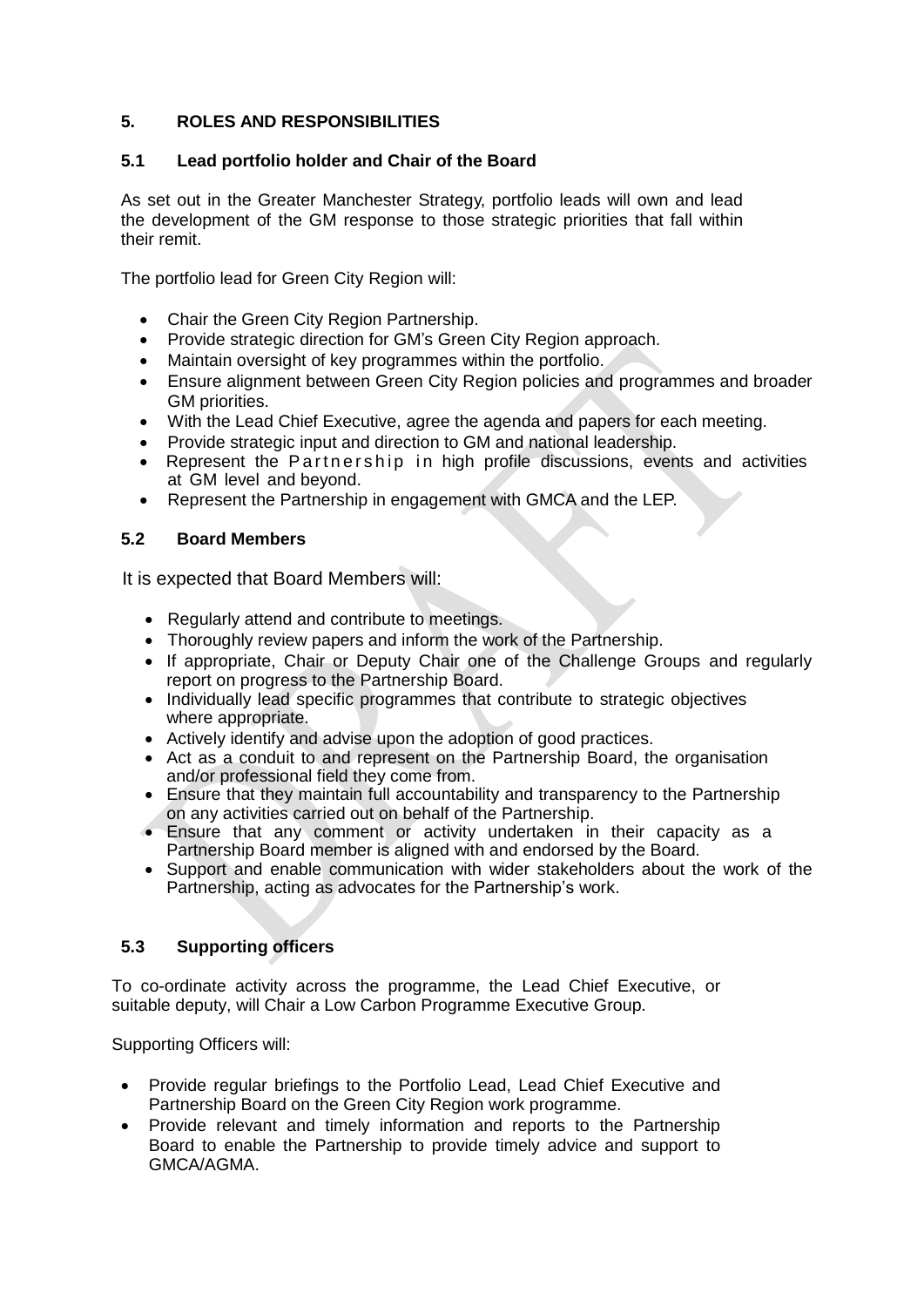## 5. ROLES AND RESPONSIBILITIES

### 5.1 Lead portfolio holder and Chair of the Board

As set out in the Greater Manchester Strategy, portfolio leads will own and lead the development of the GM response to those strategic priorities that fall within their remit.

The portfolio lead for Green City Region will:

- Chair the Green City Region Partnership.
- Provide strategic direction for GM's Green City Region approach.
- Maintain oversight of key programmes within the portfolio.
- Ensure alignment between Green City Region policies and programmes and broader GM priorities.
- With the Lead Chief Executive, agree the agenda and papers for each meeting.
- Provide strategic input and direction to GM and national leadership.
- Represent the Partnership in high profile discussions, events and activities at GM level and beyond.
- Represent the Partnership in engagement with GMCA and the LEP.

### 5.2 Board Members

It is expected that Board Members will:

- Regularly attend and contribute to meetings.
- Thoroughly review papers and inform the work of the Partnership.
- If appropriate, Chair or Deputy Chair one of the Challenge Groups and regularly report on progress to the Partnership Board.
- Individually lead specific programmes that contribute to strategic objectives where appropriate.
- Actively identify and advise upon the adoption of good practices.
- Act as a conduit to and represent on the Partnership Board, the organisation and/or professional field they come from.
- Ensure that they maintain full accountability and transparency to the Partnership on any activities carried out on behalf of the Partnership.
- Ensure that any comment or activity undertaken in their capacity as a Partnership Board member is aligned with and endorsed by the Board.
- Support and enable communication with wider stakeholders about the work of the Partnership, acting as advocates for the Partnership's work.

### 5.3 Supporting officers

To co-ordinate activity across the programme, the Lead Chief Executive, or suitable deputy, will Chair a Low Carbon Programme Executive Group.

Supporting Officers will:

- Provide regular briefings to the Portfolio Lead, Lead Chief Executive and Partnership Board on the Green City Region work programme.
- Provide relevant and timely information and reports to the Partnership Board to enable the Partnership to provide timely advice and support to GMCA/AGMA.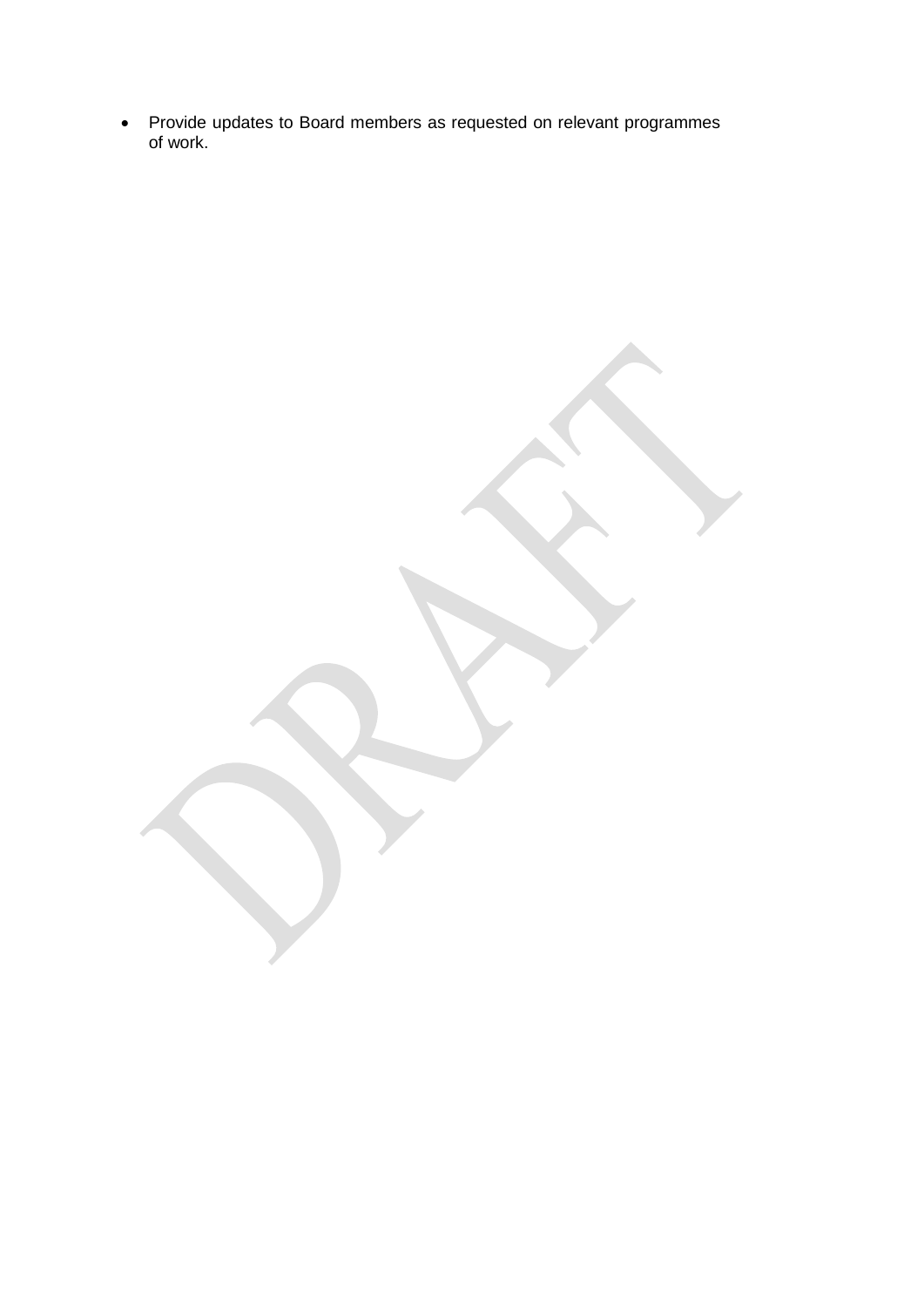- Provide updates to Board members as requested on relevant programmes of work.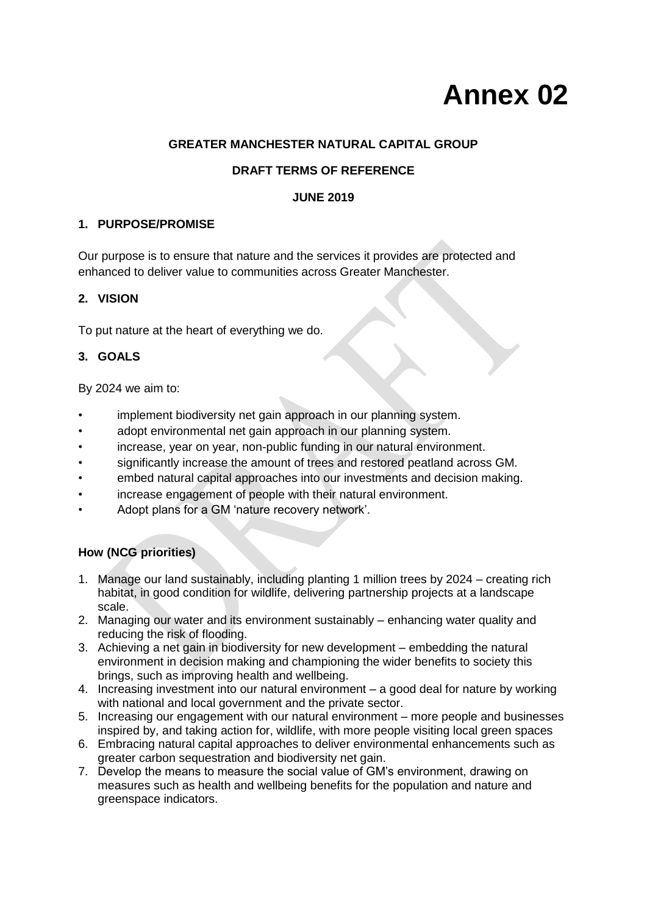# Annex 02

**GREATER MANCHESTER NATURAL CAPITAL GROUP**

**DRAFT TERMS OF REFERENCE**

**JUNE 2019**

## 1. PURPOSE/PROMISE

Our purpose is to ensure that nature and the services it provides are protected and enhanced to deliver value to communities across Greater Manchester.

## 2. VISION

To put nature at the heart of everything we do.

## 3. GOALS

By 2024 we aim to:

- implement biodiversity net gain approach in our planning system.
- adopt environmental net gain approach in our planning system.
- increase, year on year, non-public funding in our natural environment.
- significantly increase the amount of trees and restored peatland across GM.
- embed natural capital approaches into our investments and decision making.
- increase engagement of people with their natural environment.
- Adopt plans for a GM 'nature recovery network'.

**How (NCG priorities)**

1. Manage our land sustainably, including planting 1 million trees by 2024 – creating rich habitat, in good condition for wildlife, delivering partnership projects at a landscape scale.
2. Managing our water and its environment sustainably – enhancing water quality and reducing the risk of flooding.
3. Achieving a net gain in biodiversity for new development – embedding the natural environment in decision making and championing the wider benefits to society this brings, such as improving health and wellbeing.
4. Increasing investment into our natural environment – a good deal for nature by working with national and local government and the private sector.
5. Increasing our engagement with our natural environment – more people and businesses inspired by, and taking action for, wildlife, with more people visiting local green spaces
6. Embracing natural capital approaches to deliver environmental enhancements such as greater carbon sequestration and biodiversity net gain.
7. Develop the means to measure the social value of GM's environment, drawing on measures such as health and wellbeing benefits for the population and nature and greenspace indicators.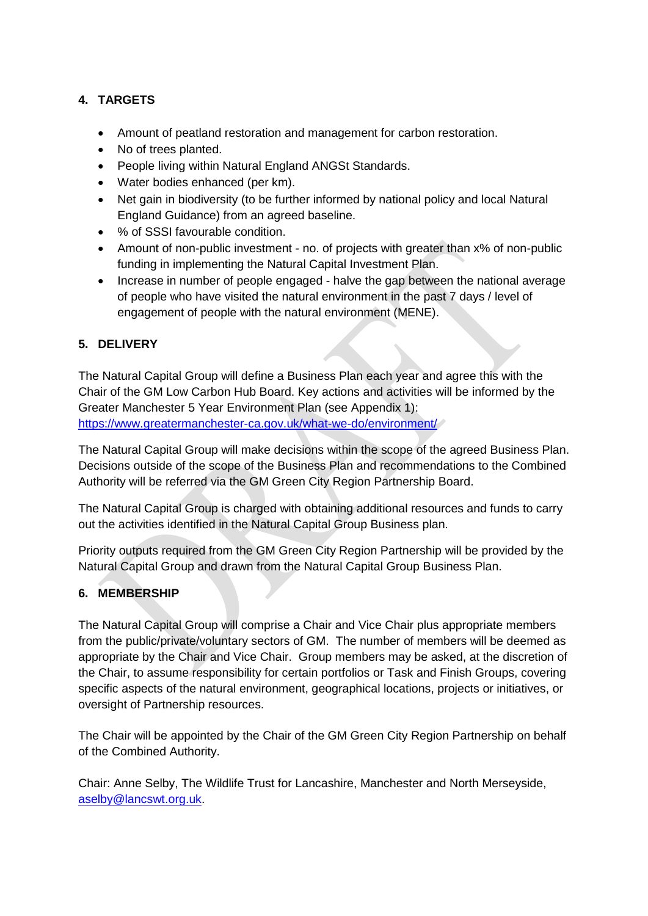## 4. TARGETS

- Amount of peatland restoration and management for carbon restoration.
- No of trees planted.
- People living within Natural England ANGSt Standards.
- Water bodies enhanced (per km).
- Net gain in biodiversity (to be further informed by national policy and local Natural England Guidance) from an agreed baseline.
- % of SSSI favourable condition.
- Amount of non-public investment - no. of projects with greater than x% of non-public funding in implementing the Natural Capital Investment Plan.
- Increase in number of people engaged - halve the gap between the national average of people who have visited the natural environment in the past 7 days / level of engagement of people with the natural environment (MENE).

## 5. DELIVERY

The Natural Capital Group will define a Business Plan each year and agree this with the Chair of the GM Low Carbon Hub Board. Key actions and activities will be informed by the Greater Manchester 5 Year Environment Plan (see Appendix 1): https://www.greatermanchester-ca.gov.uk/what-we-do/environment/

The Natural Capital Group will make decisions within the scope of the agreed Business Plan. Decisions outside of the scope of the Business Plan and recommendations to the Combined Authority will be referred via the GM Green City Region Partnership Board.

The Natural Capital Group is charged with obtaining additional resources and funds to carry out the activities identified in the Natural Capital Group Business plan.

Priority outputs required from the GM Green City Region Partnership will be provided by the Natural Capital Group and drawn from the Natural Capital Group Business Plan.

## 6. MEMBERSHIP

The Natural Capital Group will comprise a Chair and Vice Chair plus appropriate members from the public/private/voluntary sectors of GM. The number of members will be deemed as appropriate by the Chair and Vice Chair. Group members may be asked, at the discretion of the Chair, to assume responsibility for certain portfolios or Task and Finish Groups, covering specific aspects of the natural environment, geographical locations, projects or initiatives, or oversight of Partnership resources.

The Chair will be appointed by the Chair of the GM Green City Region Partnership on behalf of the Combined Authority.

Chair: Anne Selby, The Wildlife Trust for Lancashire, Manchester and North Merseyside, aselby@lancswt.org.uk.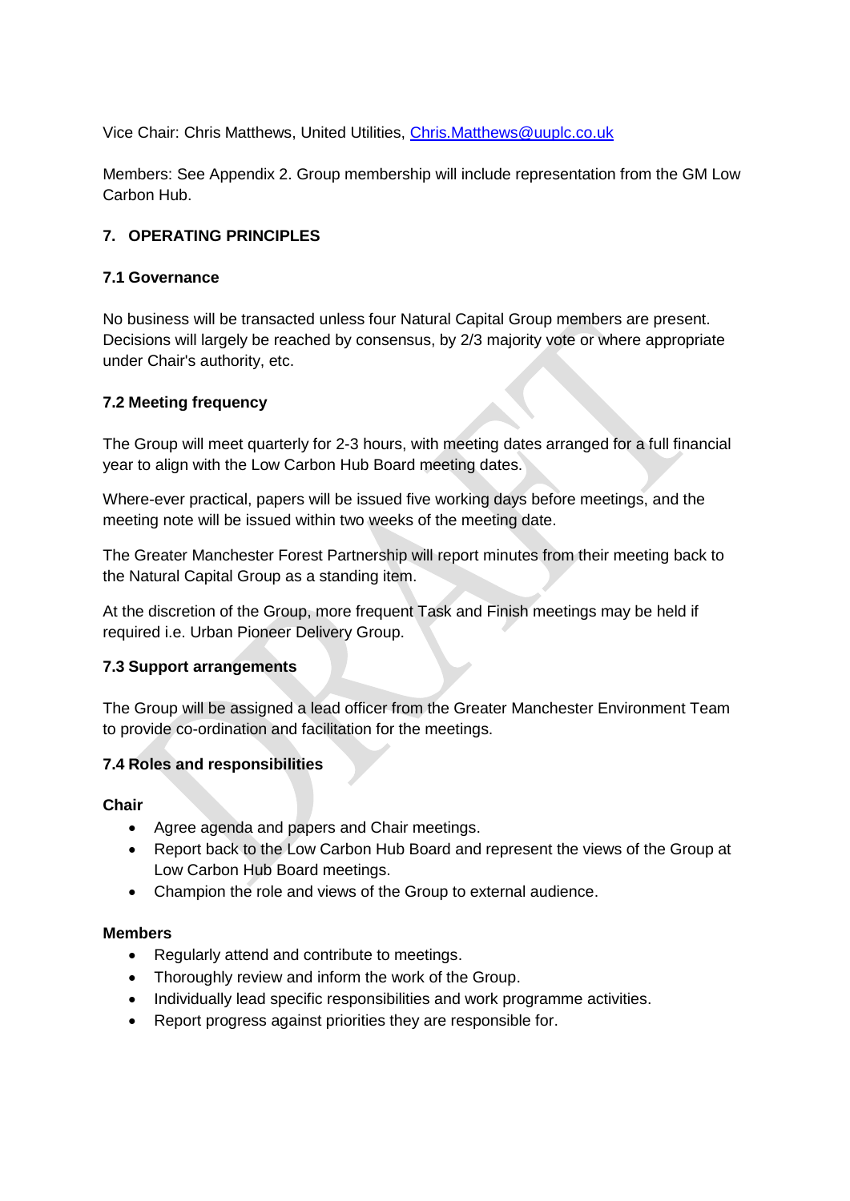Vice Chair: Chris Matthews, United Utilities, Chris.Matthews@uuplc.co.uk

Members: See Appendix 2. Group membership will include representation from the GM Low Carbon Hub.

## 7. OPERATING PRINCIPLES

### 7.1 Governance

No business will be transacted unless four Natural Capital Group members are present. Decisions will largely be reached by consensus, by 2/3 majority vote or where appropriate under Chair's authority, etc.

### 7.2 Meeting frequency

The Group will meet quarterly for 2-3 hours, with meeting dates arranged for a full financial year to align with the Low Carbon Hub Board meeting dates.

Where-ever practical, papers will be issued five working days before meetings, and the meeting note will be issued within two weeks of the meeting date.

The Greater Manchester Forest Partnership will report minutes from their meeting back to the Natural Capital Group as a standing item.

At the discretion of the Group, more frequent Task and Finish meetings may be held if required i.e. Urban Pioneer Delivery Group.

### 7.3 Support arrangements

The Group will be assigned a lead officer from the Greater Manchester Environment Team to provide co-ordination and facilitation for the meetings.

### 7.4 Roles and responsibilities

**Chair**

- Agree agenda and papers and Chair meetings.
- Report back to the Low Carbon Hub Board and represent the views of the Group at Low Carbon Hub Board meetings.
- Champion the role and views of the Group to external audience.

**Members**

- Regularly attend and contribute to meetings.
- Thoroughly review and inform the work of the Group.
- Individually lead specific responsibilities and work programme activities.
- Report progress against priorities they are responsible for.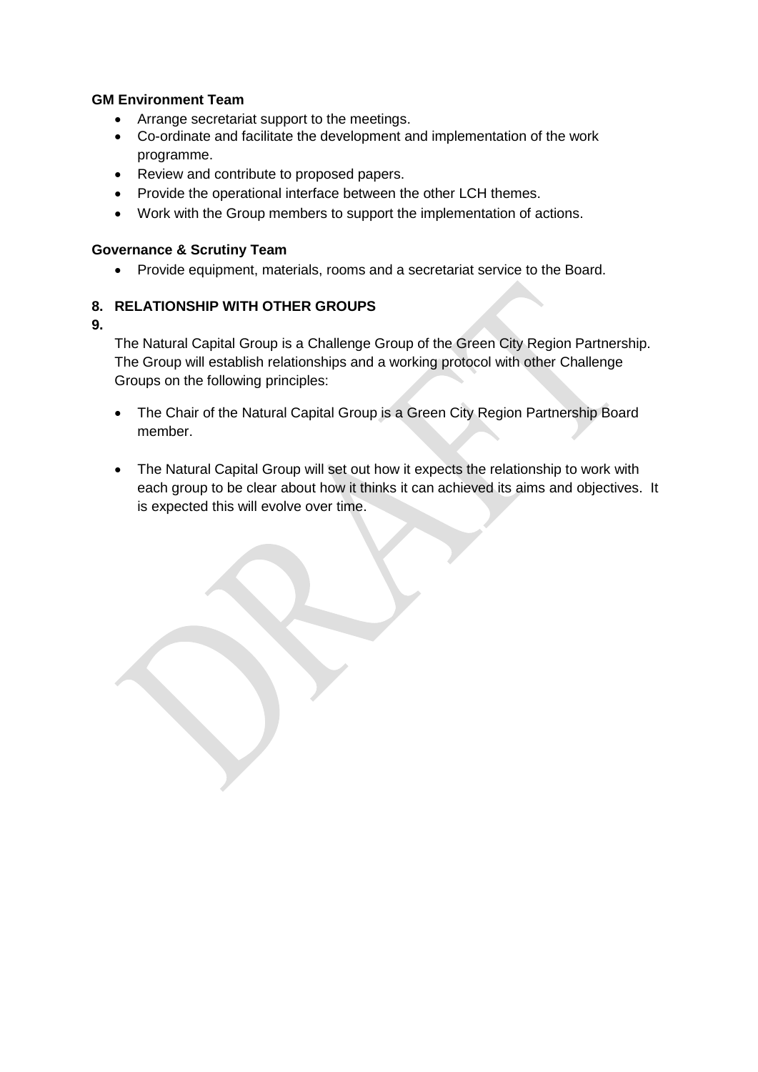**GM Environment Team**

- Arrange secretariat support to the meetings.
- Co-ordinate and facilitate the development and implementation of the work programme.
- Review and contribute to proposed papers.
- Provide the operational interface between the other LCH themes.
- Work with the Group members to support the implementation of actions.

**Governance & Scrutiny Team**

- Provide equipment, materials, rooms and a secretariat service to the Board.

## 8. RELATIONSHIP WITH OTHER GROUPS

**9.**

The Natural Capital Group is a Challenge Group of the Green City Region Partnership. The Group will establish relationships and a working protocol with other Challenge Groups on the following principles:

- The Chair of the Natural Capital Group is a Green City Region Partnership Board member.

- The Natural Capital Group will set out how it expects the relationship to work with each group to be clear about how it thinks it can achieved its aims and objectives. It is expected this will evolve over time.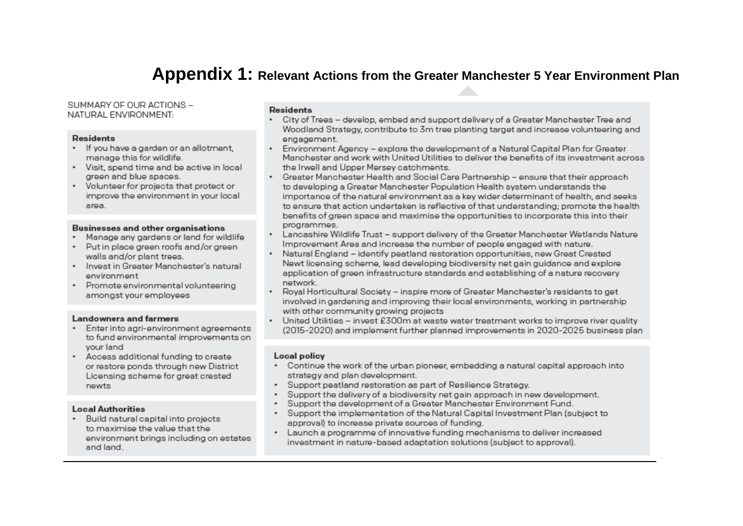# **Appendix 1:** Relevant Actions from the Greater Manchester 5 Year Environment Plan

SUMMARY OF OUR ACTIONS – NATURAL ENVIRONMENT:

**Residents**

- If you have a garden or an allotment, manage this for wildlife.
- Visit, spend time and be active in local green and blue spaces.
- Volunteer for projects that protect or improve the environment in your local area.

**Businesses and other organisations**

- Manage any gardens or land for wildlife
- Put in place green roofs and/or green walls and/or plant trees.
- Invest in Greater Manchester's natural environment
- Promote environmental volunteering amongst your employees

**Landowners and farmers**

- Enter into agri-environment agreements to fund environmental improvements on your land
- Access additional funding to create or restore ponds through new District Licensing scheme for great crested newts

**Local Authorities**

- Build natural capital into projects to maximise the value that the environment brings including on estates and land.

**Residents**

- City of Trees – develop, embed and support delivery of a Greater Manchester Tree and Woodland Strategy, contribute to 3m tree planting target and increase volunteering and engagement.
- Environment Agency – explore the development of a Natural Capital Plan for Greater Manchester and work with United Utilities to deliver the benefits of its investment across the Irwell and Upper Mersey catchments.
- Greater Manchester Health and Social Care Partnership – ensure that their approach to developing a Greater Manchester Population Health system understands the importance of the natural environment as a key wider determinant of health, and seeks to ensure that action undertaken is reflective of that understanding; promote the health benefits of green space and maximise the opportunities to incorporate this into their programmes.
- Lancashire Wildlife Trust – support delivery of the Greater Manchester Wetlands Nature Improvement Area and increase the number of people engaged with nature.
- Natural England – identify peatland restoration opportunities, new Great Crested Newt licensing scheme, lead developing biodiversity net gain guidance and explore application of green infrastructure standards and establishing of a nature recovery network.
- Royal Horticultural Society – inspire more of Greater Manchester's residents to get involved in gardening and improving their local environments, working in partnership with other community growing projects
- United Utilities – invest £300m at waste water treatment works to improve river quality (2015-2020) and implement further planned improvements in 2020-2025 business plan

**Local policy**

- Continue the work of the urban pioneer, embedding a natural capital approach into strategy and plan development.
- Support peatland restoration as part of Resilience Strategy.
- Support the delivery of a biodiversity net gain approach in new development.
- Support the development of a Greater Manchester Environment Fund.
- Support the implementation of the Natural Capital Investment Plan (subject to approval) to increase private sources of funding.
- Launch a programme of innovative funding mechanisms to deliver increased investment in nature-based adaptation solutions (subject to approval).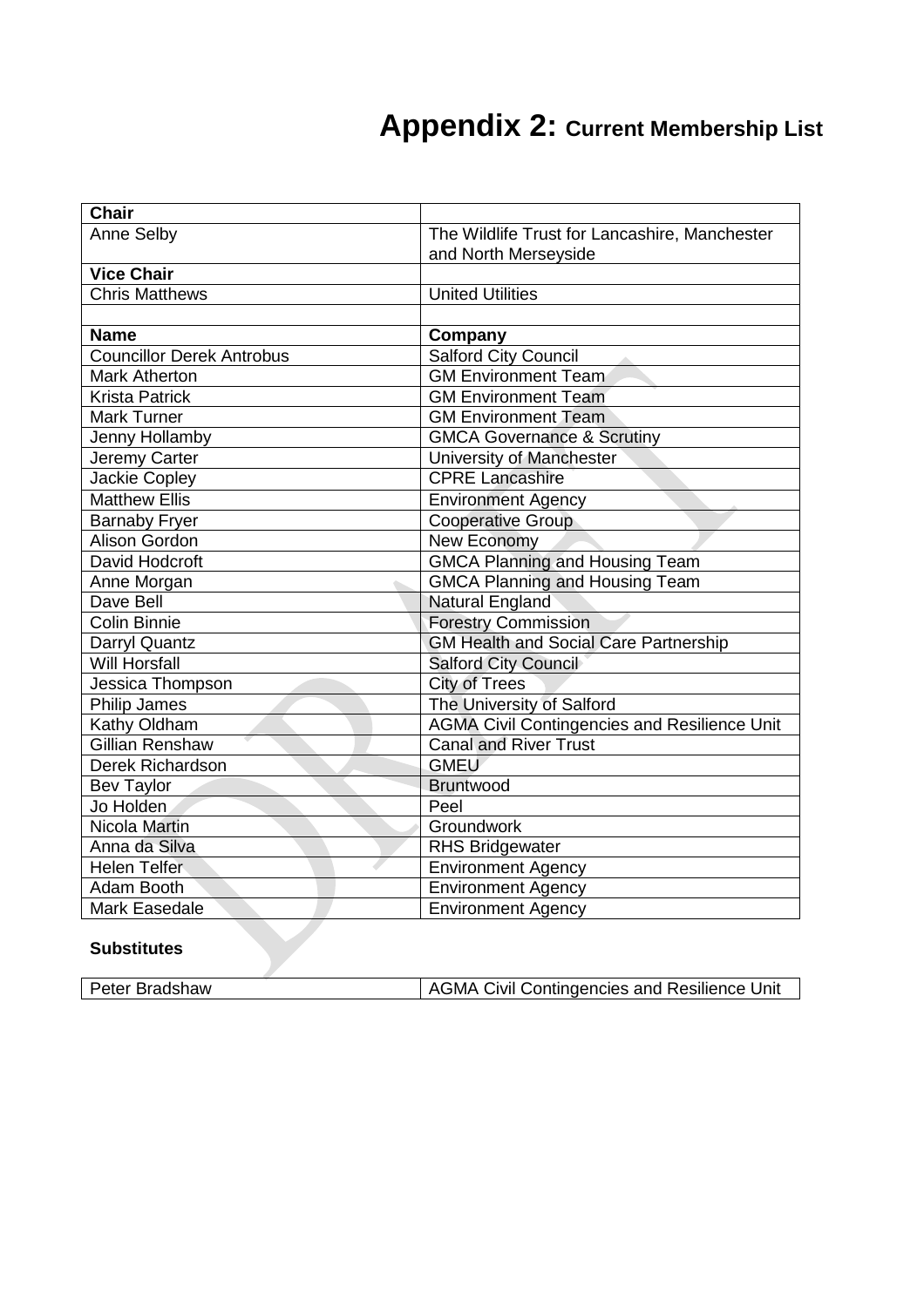# Appendix 2: Current Membership List

| | |
|---|---|
| **Chair** | |
| Anne Selby | The Wildlife Trust for Lancashire, Manchester and North Merseyside |
| **Vice Chair** | |
| Chris Matthews | United Utilities |
| | |
| **Name** | **Company** |
| Councillor Derek Antrobus | Salford City Council |
| Mark Atherton | GM Environment Team |
| Krista Patrick | GM Environment Team |
| Mark Turner | GM Environment Team |
| Jenny Hollamby | GMCA Governance & Scrutiny |
| Jeremy Carter | University of Manchester |
| Jackie Copley | CPRE Lancashire |
| Matthew Ellis | Environment Agency |
| Barnaby Fryer | Cooperative Group |
| Alison Gordon | New Economy |
| David Hodcroft | GMCA Planning and Housing Team |
| Anne Morgan | GMCA Planning and Housing Team |
| Dave Bell | Natural England |
| Colin Binnie | Forestry Commission |
| Darryl Quantz | GM Health and Social Care Partnership |
| Will Horsfall | Salford City Council |
| Jessica Thompson | City of Trees |
| Philip James | The University of Salford |
| Kathy Oldham | AGMA Civil Contingencies and Resilience Unit |
| Gillian Renshaw | Canal and River Trust |
| Derek Richardson | GMEU |
| Bev Taylor | Bruntwood |
| Jo Holden | Peel |
| Nicola Martin | Groundwork |
| Anna da Silva | RHS Bridgewater |
| Helen Telfer | Environment Agency |
| Adam Booth | Environment Agency |
| Mark Easedale | Environment Agency |

**Substitutes**

| | |
|---|---|
| Peter Bradshaw | AGMA Civil Contingencies and Resilience Unit |